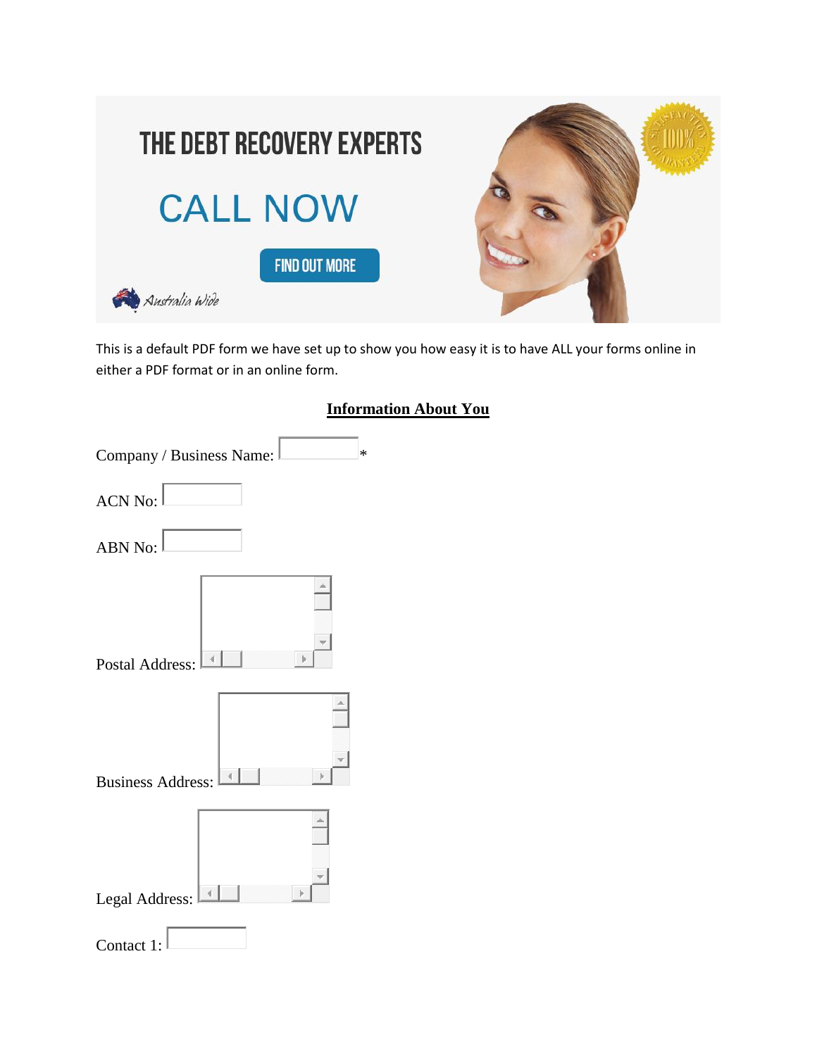THE DEBT RECOVERY EXPERTS

CALL NOW

FIND OUT MORE

Australia Wide

This is a default PDF form we have set up to show you how easy it is to have ALL your forms online in either a PDF format or in an online form.

## Information About You

Company / Business Name: *

ACN No:

ABN No:

Postal Address:

Business Address:

Legal Address:

Contact 1: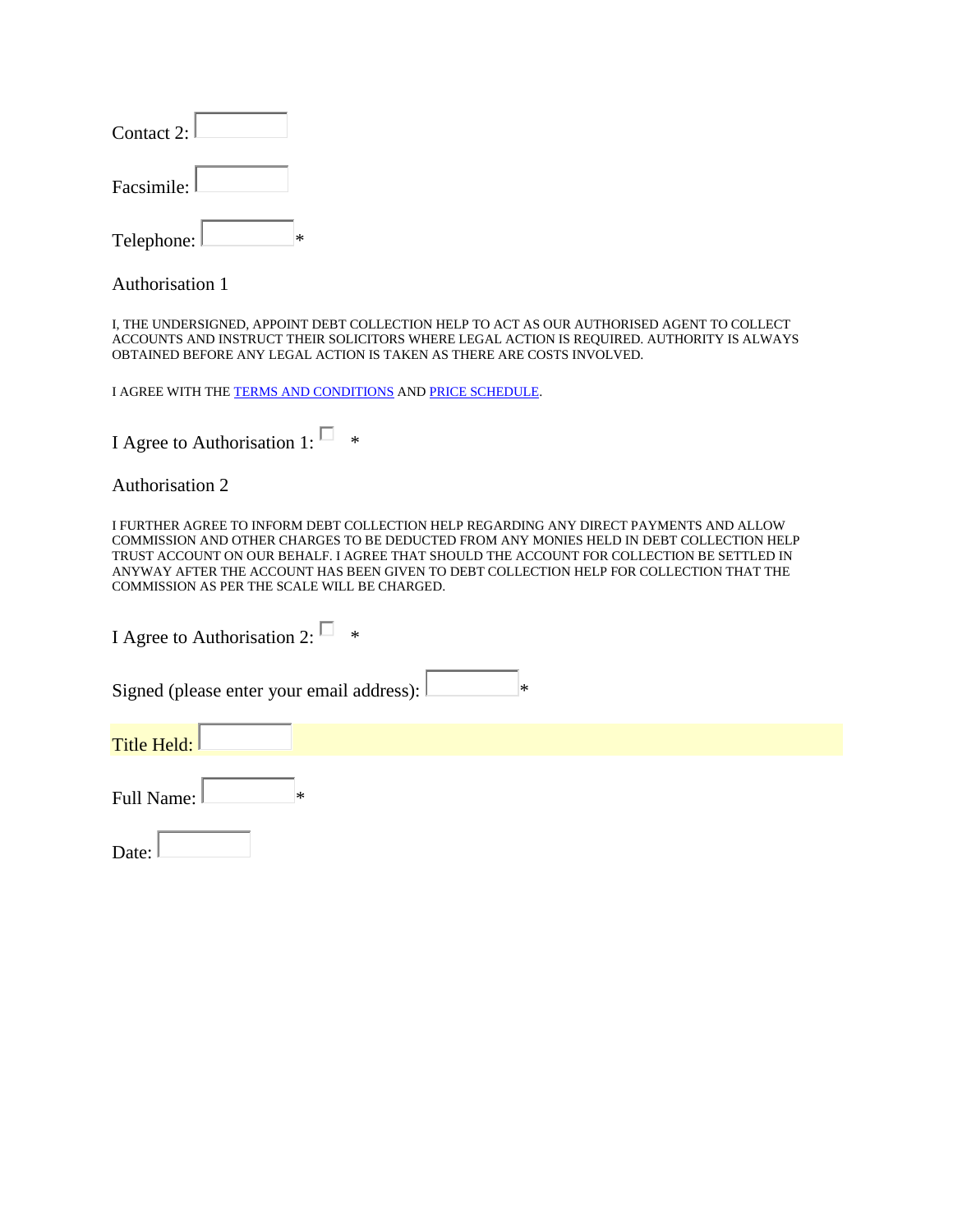Contact 2:

Facsimile:

Telephone: *

Authorisation 1

I, THE UNDERSIGNED, APPOINT DEBT COLLECTION HELP TO ACT AS OUR AUTHORISED AGENT TO COLLECT ACCOUNTS AND INSTRUCT THEIR SOLICITORS WHERE LEGAL ACTION IS REQUIRED. AUTHORITY IS ALWAYS OBTAINED BEFORE ANY LEGAL ACTION IS TAKEN AS THERE ARE COSTS INVOLVED.

I AGREE WITH THE TERMS AND CONDITIONS AND PRICE SCHEDULE.

I Agree to Authorisation 1: ☐ *

Authorisation 2

I FURTHER AGREE TO INFORM DEBT COLLECTION HELP REGARDING ANY DIRECT PAYMENTS AND ALLOW COMMISSION AND OTHER CHARGES TO BE DEDUCTED FROM ANY MONIES HELD IN DEBT COLLECTION HELP TRUST ACCOUNT ON OUR BEHALF. I AGREE THAT SHOULD THE ACCOUNT FOR COLLECTION BE SETTLED IN ANYWAY AFTER THE ACCOUNT HAS BEEN GIVEN TO DEBT COLLECTION HELP FOR COLLECTION THAT THE COMMISSION AS PER THE SCALE WILL BE CHARGED.

I Agree to Authorisation 2: ☐ *

Signed (please enter your email address): *

Title Held:

Full Name: *

Date: